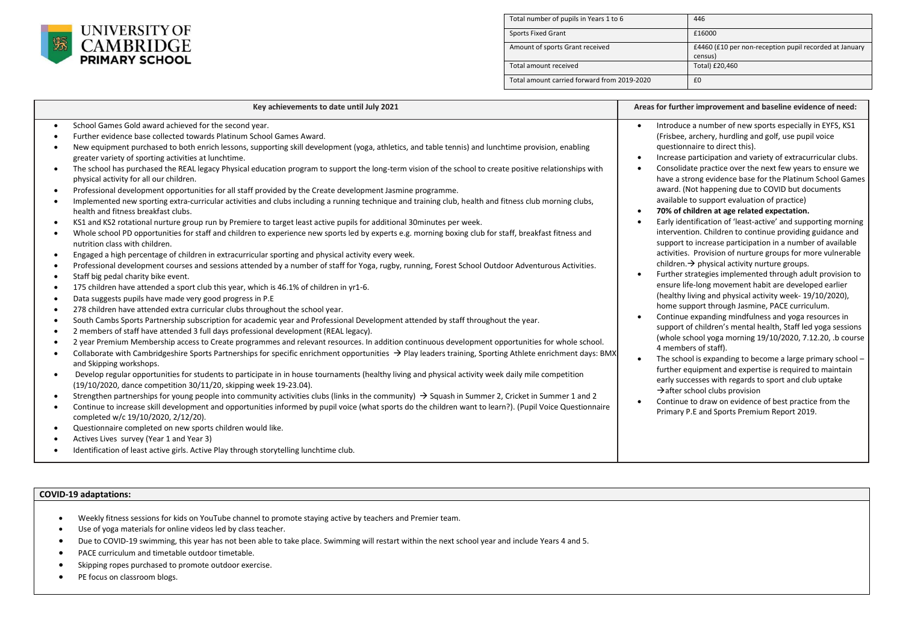UNIVERSITY OF CAMBRIDGE PRIMARY SCHOOL

| Total number of pupils in Years 1 to 6 | 446 |
|---|---|
| Sports Fixed Grant | £16000 |
| Amount of sports Grant received | £4460 (£10 per non-reception pupil recorded at January census) |
| Total amount received | Total) £20,460 |
| Total amount carried forward from 2019-2020 | £0 |

| Key achievements to date until July 2021 | Areas for further improvement and baseline evidence of need: |
|---|---|
| • School Games Gold award achieved for the second year.<br>• Further evidence base collected towards Platinum School Games Award.<br>• New equipment purchased to both enrich lessons, supporting skill development (yoga, athletics, and table tennis) and lunchtime provision, enabling greater variety of sporting activities at lunchtime.<br>• The school has purchased the REAL legacy Physical education program to support the long-term vision of the school to create positive relationships with physical activity for all our children.<br>• Professional development opportunities for all staff provided by the Create development Jasmine programme.<br>• Implemented new sporting extra-curricular activities and clubs including a running technique and training club, health and fitness club morning clubs, health and fitness breakfast clubs.<br>• KS1 and KS2 rotational nurture group run by Premiere to target least active pupils for additional 30minutes per week.<br>• Whole school PD opportunities for staff and children to experience new sports led by experts e.g. morning boxing club for staff, breakfast fitness and nutrition class with children.<br>• Engaged a high percentage of children in extracurricular sporting and physical activity every week.<br>• Professional development courses and sessions attended by a number of staff for Yoga, rugby, running, Forest School Outdoor Adventurous Activities.<br>• Staff big pedal charity bike event.<br>• 175 children have attended a sport club this year, which is 46.1% of children in yr1-6.<br>• Data suggests pupils have made very good progress in P.E<br>• 278 children have attended extra curricular clubs throughout the school year.<br>• South Cambs Sports Partnership subscription for academic year and Professional Development attended by staff throughout the year.<br>• 2 members of staff have attended 3 full days professional development (REAL legacy).<br>• 2 year Premium Membership access to Create programmes and relevant resources. In addition continuous development opportunities for whole school.<br>• Collaborate with Cambridgeshire Sports Partnerships for specific enrichment opportunities → Play leaders training, Sporting Athlete enrichment days: BMX and Skipping workshops.<br>• Develop regular opportunities for students to participate in in house tournaments (healthy living and physical activity week daily mile competition (19/10/2020, dance competition 30/11/20, skipping week 19-23.04).<br>• Strengthen partnerships for young people into community activities clubs (links in the community) → Squash in Summer 2, Cricket in Summer 1 and 2<br>• Continue to increase skill development and opportunities informed by pupil voice (what sports do the children want to learn?). (Pupil Voice Questionnaire completed w/c 19/10/2020, 2/12/20).<br>• Questionnaire completed on new sports children would like.<br>• Actives Lives survey (Year 1 and Year 3)<br>• Identification of least active girls. Active Play through storytelling lunchtime club. | • Introduce a number of new sports especially in EYFS, KS1 (Frisbee, archery, hurdling and golf, use pupil voice questionnaire to direct this).<br>• Increase participation and variety of extracurricular clubs.<br>• Consolidate practice over the next few years to ensure we have a strong evidence base for the Platinum School Games award. (Not happening due to COVID but documents available to support evaluation of practice)<br>• **70% of children at age related expectation.**<br>• Early identification of 'least-active' and supporting morning intervention. Children to continue providing guidance and support to increase participation in a number of available activities. Provision of nurture groups for more vulnerable children.→ physical activity nurture groups.<br>• Further strategies implemented through adult provision to ensure life-long movement habit are developed earlier (healthy living and physical activity week- 19/10/2020), home support through Jasmine, PACE curriculum.<br>• Continue expanding mindfulness and yoga resources in support of children's mental health, Staff led yoga sessions (whole school yoga morning 19/10/2020, 7.12.20, .b course 4 members of staff).<br>• The school is expanding to become a large primary school – further equipment and expertise is required to maintain early successes with regards to sport and club uptake →after school clubs provision<br>• Continue to draw on evidence of best practice from the Primary P.E and Sports Premium Report 2019. |

**COVID-19 adaptations:**

- Weekly fitness sessions for kids on YouTube channel to promote staying active by teachers and Premier team.
- Use of yoga materials for online videos led by class teacher.
- Due to COVID-19 swimming, this year has not been able to take place. Swimming will restart within the next school year and include Years 4 and 5.
- PACE curriculum and timetable outdoor timetable.
- Skipping ropes purchased to promote outdoor exercise.
- PE focus on classroom blogs.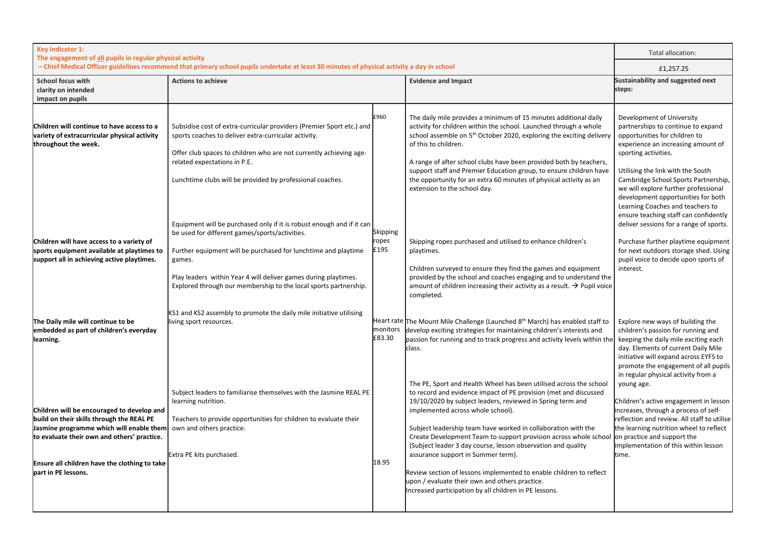| **Key indicator 1: The engagement of all pupils in regular physical activity – Chief Medical Officer guidelines recommend that primary school pupils undertake at least 30 minutes of physical activity a day in school** | | | | Total allocation: £1,257.25 |
|---|---|---|---|---|
| **School focus with clarity on intended impact on pupils** | **Actions to achieve** | | **Evidence and Impact** | **Sustainability and suggested next steps:** |
| **Children will continue to have access to a variety of extracurricular physical activity throughout the week.** | Subsidise cost of extra-curricular providers (Premier Sport etc.) and sports coaches to deliver extra-curricular activity.<br><br>Offer club spaces to children who are not currently achieving age-related expectations in P.E.<br><br>Lunchtime clubs will be provided by professional coaches. | £960 | The daily mile provides a minimum of 15 minutes additional daily activity for children within the school. Launched through a whole school assemble on 5th October 2020, exploring the exciting delivery of this to children.<br><br>A range of after school clubs have been provided both by teachers, support staff and Premier Education group, to ensure children have the opportunity for an extra 60 minutes of physical activity as an extension to the school day. | Development of University partnerships to continue to expand opportunities for children to experience an increasing amount of sporting activities.<br><br>Utilising the link with the South Cambridge School Sports Partnership, we will explore further professional development opportunities for both Learning Coaches and teachers to ensure teaching staff can confidently deliver sessions for a range of sports. |
| **Children will have access to a variety of sports equipment available at playtimes to support all in achieving active playtimes.** | Equipment will be purchased only if it is robust enough and if it can be used for different games/sports/activities.<br><br>Further equipment will be purchased for lunchtime and playtime games.<br><br>Play leaders within Year 4 will deliver games during playtimes. Explored through our membership to the local sports partnership. | Skipping ropes £195 | Skipping ropes purchased and utilised to enhance children's playtimes.<br><br>Children surveyed to ensure they find the games and equipment provided by the school and coaches engaging and to understand the amount of children increasing their activity as a result. → Pupil voice completed. | Purchase further playtime equipment for next outdoors storage shed. Using pupil voice to decide upon sports of interest. |
| **The Daily mile will continue to be embedded as part of children's everyday learning.** | KS1 and KS2 assembly to promote the daily mile initiative utilising living sport resources. | Heart rate monitors £83.30 | The Mount Mile Challenge (Launched 8th March) has enabled staff to develop exciting strategies for maintaining children's interests and passion for running and to track progress and activity levels within the class. | Explore new ways of building the children's passion for running and keeping the daily mile exciting each day. Elements of current Daily Mile initiative will expand across EYFS to promote the engagement of all pupils in regular physical activity from a young age. |
| **Children will be encouraged to develop and build on their skills through the REAL PE Jasmine programme which will enable them to evaluate their own and others' practice.** | Subject leaders to familiarise themselves with the Jasmine REAL PE learning nutrition.<br><br>Teachers to provide opportunities for children to evaluate their own and others practice. | | The PE, Sport and Health Wheel has been utilised across the school to record and evidence impact of PE provision (met and discussed 19/10/2020 by subject leaders, reviewed in Spring term and implemented across whole school).<br><br>Subject leadership team have worked in collaboration with the Create Development Team to support provision across whole school (Subject leader 3 day course, lesson observation and quality assurance support in Summer term). | Children's active engagement in lesson increases, through a process of self-reflection and review. All staff to utilise the learning nutrition wheel to reflect on practice and support the implementation of this within lesson time. |
| **Ensure all children have the clothing to take part in PE lessons.** | Extra PE kits purchased. | 18.95 | Review section of lessons implemented to enable children to reflect upon / evaluate their own and others practice.<br>Increased participation by all children in PE lessons. | |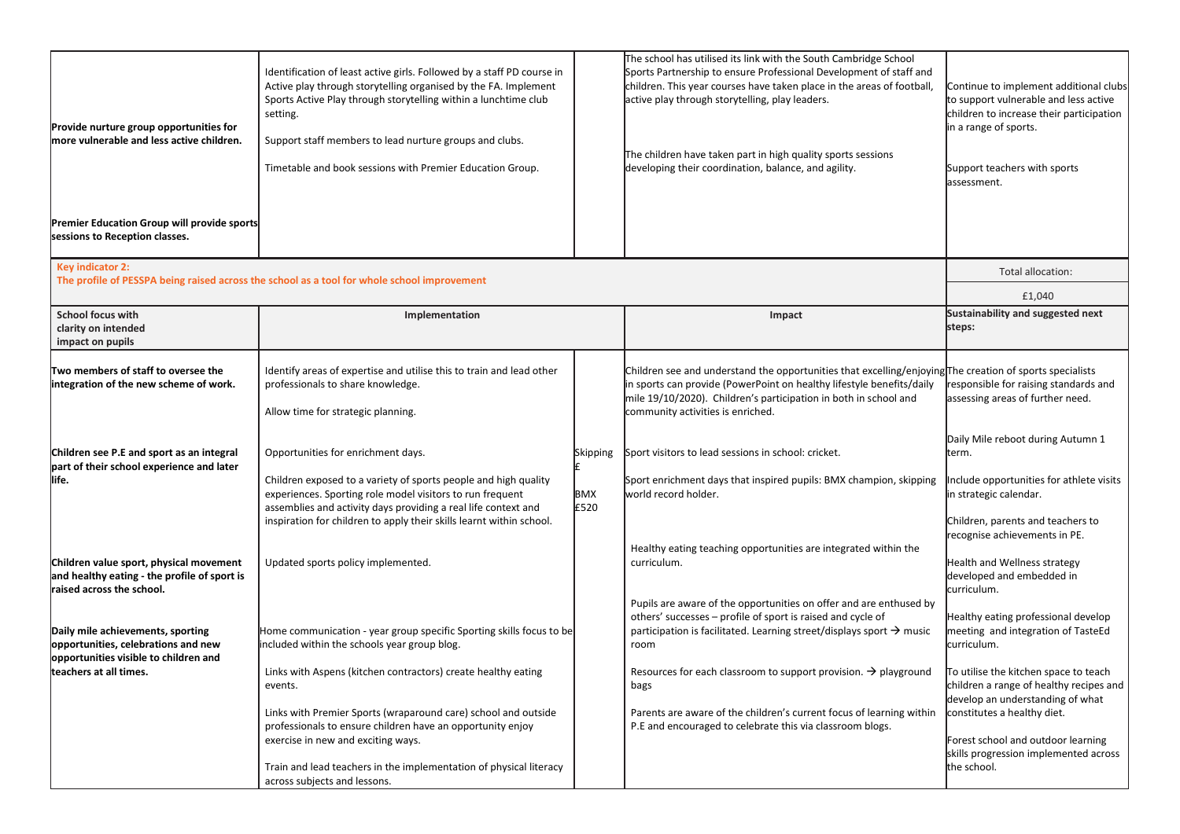| | | | | |
|---|---|---|---|---|
| **Provide nurture group opportunities for more vulnerable and less active children.**<br><br>**Premier Education Group will provide sports sessions to Reception classes.** | Identification of least active girls. Followed by a staff PD course in Active play through storytelling organised by the FA. Implement Sports Active Play through storytelling within a lunchtime club setting.<br><br>Support staff members to lead nurture groups and clubs.<br><br>Timetable and book sessions with Premier Education Group. | | The school has utilised its link with the South Cambridge School Sports Partnership to ensure Professional Development of staff and children. This year courses have taken place in the areas of football, active play through storytelling, play leaders.<br><br>The children have taken part in high quality sports sessions developing their coordination, balance, and agility. | Continue to implement additional clubs to support vulnerable and less active children to increase their participation in a range of sports.<br><br>Support teachers with sports assessment. |

| **Key indicator 2:** **The profile of PESSPA being raised across the school as a tool for whole school improvement** | | | | Total allocation: £1,040 |
|---|---|---|---|---|
| **School focus with clarity on intended impact on pupils** | **Implementation** | | **Impact** | **Sustainability and suggested next steps:** |
| **Two members of staff to oversee the integration of the new scheme of work.**<br><br>**Children see P.E and sport as an integral part of their school experience and later life.**<br><br>**Children value sport, physical movement and healthy eating - the profile of sport is raised across the school.**<br><br>**Daily mile achievements, sporting opportunities, celebrations and new opportunities visible to children and teachers at all times.** | Identify areas of expertise and utilise this to train and lead other professionals to share knowledge.<br><br>Allow time for strategic planning.<br><br>Opportunities for enrichment days.<br><br>Children exposed to a variety of sports people and high quality experiences. Sporting role model visitors to run frequent assemblies and activity days providing a real life context and inspiration for children to apply their skills learnt within school.<br><br>Updated sports policy implemented.<br><br>Home communication - year group specific Sporting skills focus to be included within the schools year group blog.<br><br>Links with Aspens (kitchen contractors) create healthy eating events.<br><br>Links with Premier Sports (wraparound care) school and outside professionals to ensure children have an opportunity enjoy exercise in new and exciting ways.<br><br>Train and lead teachers in the implementation of physical literacy across subjects and lessons. | Skipping £<br><br>BMX £520 | Children see and understand the opportunities that excelling/enjoying in sports can provide (PowerPoint on healthy lifestyle benefits/daily mile 19/10/2020). Children's participation in both in school and community activities is enriched.<br><br>Sport visitors to lead sessions in school: cricket.<br><br>Sport enrichment days that inspired pupils: BMX champion, skipping world record holder.<br><br>Healthy eating teaching opportunities are integrated within the curriculum.<br><br>Pupils are aware of the opportunities on offer and are enthused by others' successes – profile of sport is raised and cycle of participation is facilitated. Learning street/displays sport → music room<br><br>Resources for each classroom to support provision. → playground bags<br><br>Parents are aware of the children's current focus of learning within P.E and encouraged to celebrate this via classroom blogs. | The creation of sports specialists responsible for raising standards and assessing areas of further need.<br><br>Daily Mile reboot during Autumn 1 term.<br><br>Include opportunities for athlete visits in strategic calendar.<br><br>Children, parents and teachers to recognise achievements in PE.<br><br>Health and Wellness strategy developed and embedded in curriculum.<br><br>Healthy eating professional develop meeting and integration of TasteEd curriculum.<br><br>To utilise the kitchen space to teach children a range of healthy recipes and develop an understanding of what constitutes a healthy diet.<br><br>Forest school and outdoor learning skills progression implemented across the school. |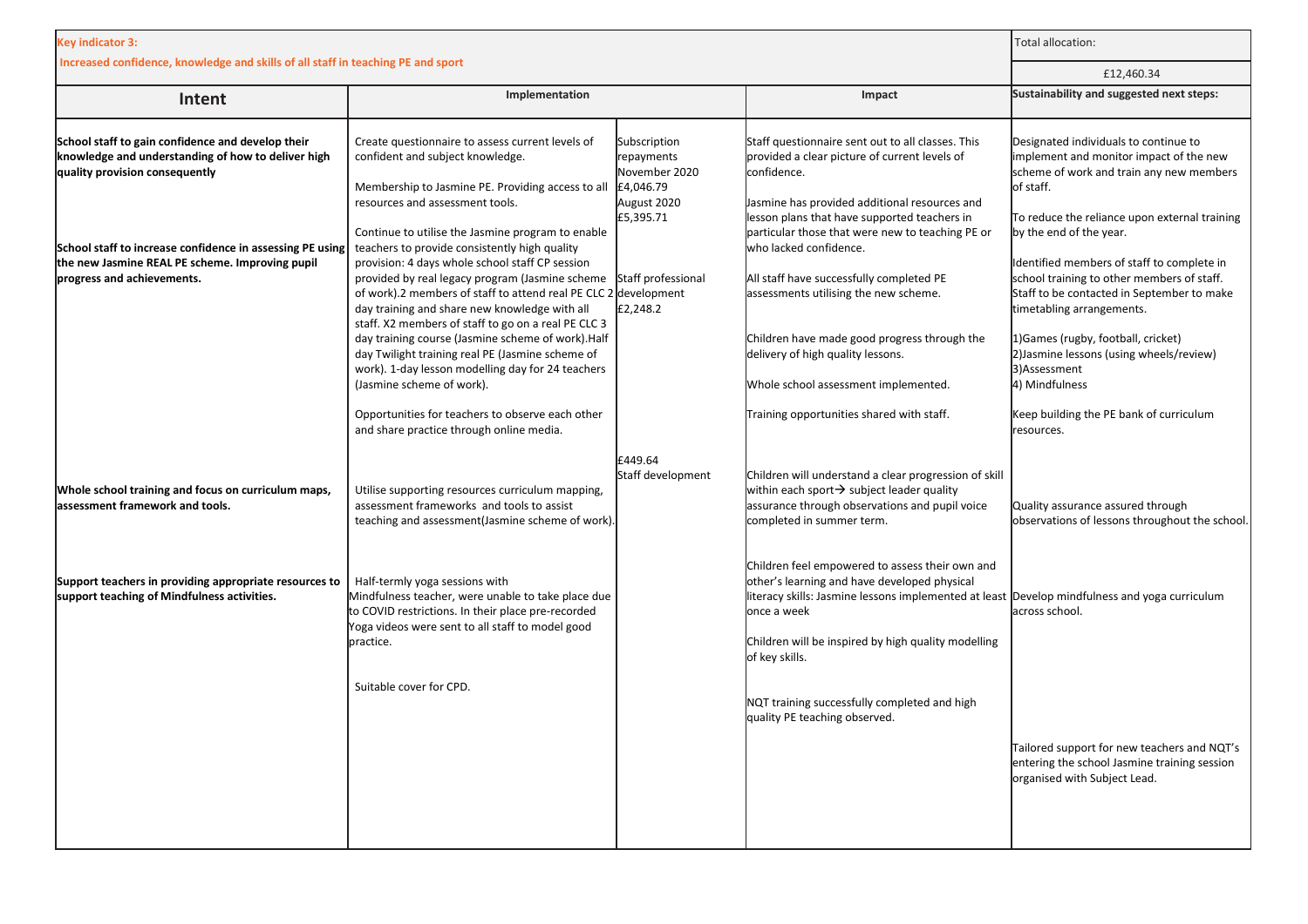| **Key indicator 3:** **Increased confidence, knowledge and skills of all staff in teaching PE and sport** | | | | Total allocation: £12,460.34 |
|---|---|---|---|---|
| **Intent** | **Implementation** | | **Impact** | **Sustainability and suggested next steps:** |
| **School staff to gain confidence and develop their knowledge and understanding of how to deliver high quality provision consequently**<br><br>**School staff to increase confidence in assessing PE using the new Jasmine REAL PE scheme. Improving pupil progress and achievements.** | Create questionnaire to assess current levels of confident and subject knowledge.<br><br>Membership to Jasmine PE. Providing access to all resources and assessment tools.<br><br>Continue to utilise the Jasmine program to enable teachers to provide consistently high quality provision: 4 days whole school staff CP session provided by real legacy program (Jasmine scheme of work).2 members of staff to attend real PE CLC 2 day training and share new knowledge with all staff. X2 members of staff to go on a real PE CLC 3 day training course (Jasmine scheme of work).Half day Twilight training real PE (Jasmine scheme of work). 1-day lesson modelling day for 24 teachers (Jasmine scheme of work).<br><br>Opportunities for teachers to observe each other and share practice through online media. | Subscription repayments November 2020 £4,046.79 August 2020 £5,395.71<br><br>Staff professional development £2,248.2 | Staff questionnaire sent out to all classes. This provided a clear picture of current levels of confidence.<br><br>Jasmine has provided additional resources and lesson plans that have supported teachers in particular those that were new to teaching PE or who lacked confidence.<br><br>All staff have successfully completed PE assessments utilising the new scheme.<br><br>Children have made good progress through the delivery of high quality lessons.<br><br>Whole school assessment implemented.<br><br>Training opportunities shared with staff. | Designated individuals to continue to implement and monitor impact of the new scheme of work and train any new members of staff.<br><br>To reduce the reliance upon external training by the end of the year.<br><br>Identified members of staff to complete in school training to other members of staff. Staff to be contacted in September to make timetabling arrangements.<br><br>1)Games (rugby, football, cricket)<br>2)Jasmine lessons (using wheels/review)<br>3)Assessment<br>4) Mindfulness<br><br>Keep building the PE bank of curriculum resources. |
| **Whole school training and focus on curriculum maps, assessment framework and tools.** | Utilise supporting resources curriculum mapping, assessment frameworks and tools to assist teaching and assessment(Jasmine scheme of work). | £449.64 Staff development | Children will understand a clear progression of skill within each sport→ subject leader quality assurance through observations and pupil voice completed in summer term. | Quality assurance assured through observations of lessons throughout the school. |
| **Support teachers in providing appropriate resources to support teaching of Mindfulness activities.** | Half-termly yoga sessions with Mindfulness teacher, were unable to take place due to COVID restrictions. In their place pre-recorded Yoga videos were sent to all staff to model good practice.<br><br>Suitable cover for CPD. | | Children feel empowered to assess their own and other's learning and have developed physical literacy skills: Jasmine lessons implemented at least once a week<br><br>Children will be inspired by high quality modelling of key skills.<br><br>NQT training successfully completed and high quality PE teaching observed. | Develop mindfulness and yoga curriculum across school.<br><br>Tailored support for new teachers and NQT's entering the school Jasmine training session organised with Subject Lead. |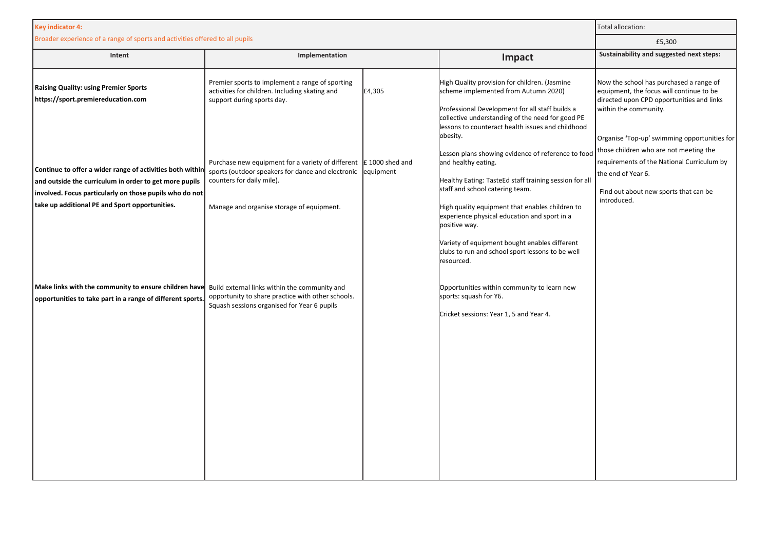| **Key indicator 4:** Broader experience of a range of sports and activities offered to all pupils | | | | Total allocation: £5,300 |
|---|---|---|---|---|
| **Intent** | **Implementation** | | **Impact** | **Sustainability and suggested next steps:** |
| **Raising Quality: using Premier Sports https://sport.premiereducation.com** | Premier sports to implement a range of sporting activities for children. Including skating and support during sports day. | £4,305 | High Quality provision for children. (Jasmine scheme implemented from Autumn 2020)<br><br>Professional Development for all staff builds a collective understanding of the need for good PE lessons to counteract health issues and childhood obesity.<br><br>Lesson plans showing evidence of reference to food and healthy eating.<br><br>Healthy Eating: TasteEd staff training session for all staff and school catering team. | Now the school has purchased a range of equipment, the focus will continue to be directed upon CPD opportunities and links within the community.<br><br>Organise 'Top-up' swimming opportunities for those children who are not meeting the requirements of the National Curriculum by the end of Year 6.<br><br>Find out about new sports that can be introduced. |
| **Continue to offer a wider range of activities both within and outside the curriculum in order to get more pupils involved. Focus particularly on those pupils who do not take up additional PE and Sport opportunities.** | Purchase new equipment for a variety of different sports (outdoor speakers for dance and electronic counters for daily mile).<br><br>Manage and organise storage of equipment. | £ 1000 shed and equipment | High quality equipment that enables children to experience physical education and sport in a positive way.<br><br>Variety of equipment bought enables different clubs to run and school sport lessons to be well resourced. | |
| **Make links with the community to ensure children have opportunities to take part in a range of different sports.** | Build external links within the community and opportunity to share practice with other schools. Squash sessions organised for Year 6 pupils | | Opportunities within community to learn new sports: squash for Y6.<br><br>Cricket sessions: Year 1, 5 and Year 4. | |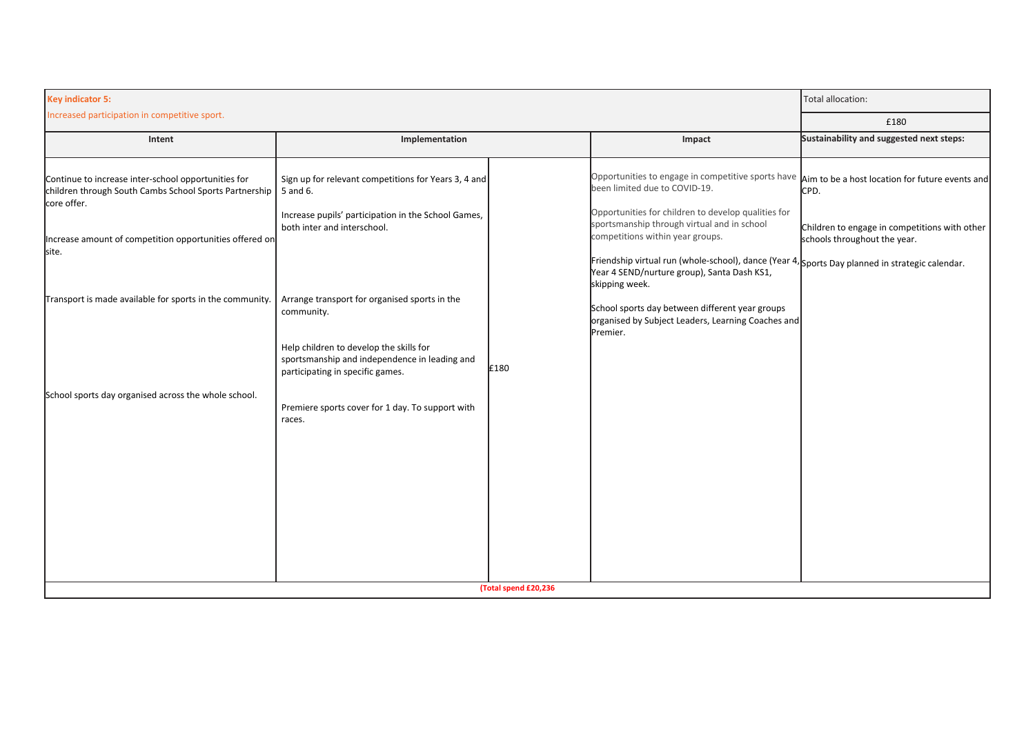| Key indicator 5: Increased participation in competitive sport. | | | | Total allocation: £180 |
|---|---|---|---|---|
| **Intent** | **Implementation** | | **Impact** | **Sustainability and suggested next steps:** |
| Continue to increase inter-school opportunities for children through South Cambs School Sports Partnership core offer.<br><br>Increase amount of competition opportunities offered on site.<br><br>Transport is made available for sports in the community.<br><br>School sports day organised across the whole school. | Sign up for relevant competitions for Years 3, 4 and 5 and 6.<br><br>Increase pupils' participation in the School Games, both inter and interschool.<br><br>Arrange transport for organised sports in the community.<br><br>Help children to develop the skills for sportsmanship and independence in leading and participating in specific games.<br><br>Premiere sports cover for 1 day. To support with races. | £180 | Opportunities to engage in competitive sports have been limited due to COVID-19.<br><br>Opportunities for children to develop qualities for sportsmanship through virtual and in school competitions within year groups.<br><br>Friendship virtual run (whole-school), dance (Year 4, Year 4 SEND/nurture group), Santa Dash KS1, skipping week.<br><br>School sports day between different year groups organised by Subject Leaders, Learning Coaches and Premier. | Aim to be a host location for future events and CPD.<br><br>Children to engage in competitions with other schools throughout the year.<br><br>Sports Day planned in strategic calendar. |
| | | **(Total spend £20,236** | | |